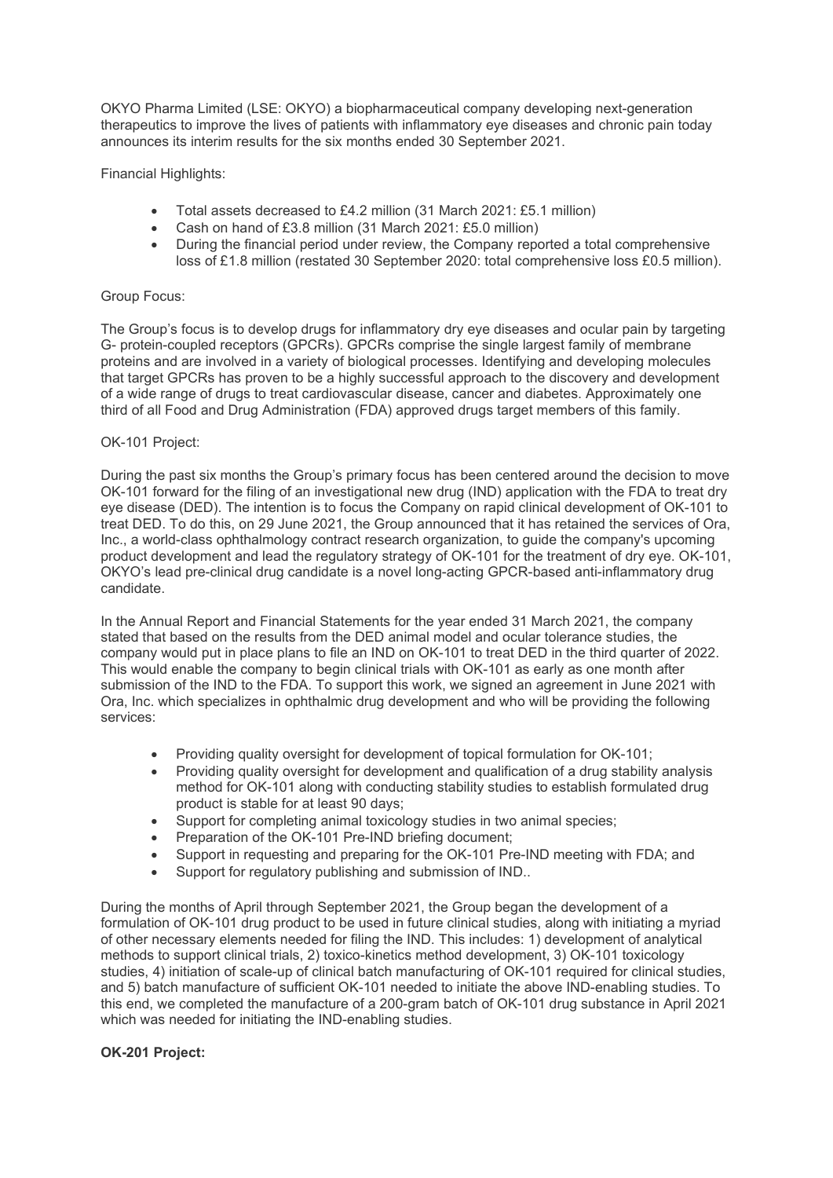OKYO Pharma Limited (LSE: OKYO) a biopharmaceutical company developing next-generation therapeutics to improve the lives of patients with inflammatory eye diseases and chronic pain today announces its interim results for the six months ended 30 September 2021.

Financial Highlights:

- Total assets decreased to £4.2 million (31 March 2021: £5.1 million)
- Cash on hand of £3.8 million (31 March 2021: £5.0 million)
- During the financial period under review, the Company reported a total comprehensive loss of £1.8 million (restated 30 September 2020: total comprehensive loss £0.5 million).

Group Focus:

The Group's focus is to develop drugs for inflammatory dry eye diseases and ocular pain by targeting G- protein-coupled receptors (GPCRs). GPCRs comprise the single largest family of membrane proteins and are involved in a variety of biological processes. Identifying and developing molecules that target GPCRs has proven to be a highly successful approach to the discovery and development of a wide range of drugs to treat cardiovascular disease, cancer and diabetes. Approximately one third of all Food and Drug Administration (FDA) approved drugs target members of this family.

OK-101 Project:

During the past six months the Group's primary focus has been centered around the decision to move OK-101 forward for the filing of an investigational new drug (IND) application with the FDA to treat dry eye disease (DED). The intention is to focus the Company on rapid clinical development of OK-101 to treat DED. To do this, on 29 June 2021, the Group announced that it has retained the services of Ora, Inc., a world-class ophthalmology contract research organization, to guide the company's upcoming product development and lead the regulatory strategy of OK-101 for the treatment of dry eye. OK-101, OKYO's lead pre-clinical drug candidate is a novel long-acting GPCR-based anti-inflammatory drug candidate.

In the Annual Report and Financial Statements for the year ended 31 March 2021, the company stated that based on the results from the DED animal model and ocular tolerance studies, the company would put in place plans to file an IND on OK-101 to treat DED in the third quarter of 2022. This would enable the company to begin clinical trials with OK-101 as early as one month after submission of the IND to the FDA. To support this work, we signed an agreement in June 2021 with Ora, Inc. which specializes in ophthalmic drug development and who will be providing the following services:

- Providing quality oversight for development of topical formulation for OK-101;
- Providing quality oversight for development and qualification of a drug stability analysis method for OK-101 along with conducting stability studies to establish formulated drug product is stable for at least 90 days;
- Support for completing animal toxicology studies in two animal species;
- Preparation of the OK-101 Pre-IND briefing document;
- Support in requesting and preparing for the OK-101 Pre-IND meeting with FDA; and
- Support for regulatory publishing and submission of IND..

During the months of April through September 2021, the Group began the development of a formulation of OK-101 drug product to be used in future clinical studies, along with initiating a myriad of other necessary elements needed for filing the IND. This includes: 1) development of analytical methods to support clinical trials, 2) toxico-kinetics method development, 3) OK-101 toxicology studies, 4) initiation of scale-up of clinical batch manufacturing of OK-101 required for clinical studies, and 5) batch manufacture of sufficient OK-101 needed to initiate the above IND-enabling studies. To this end, we completed the manufacture of a 200-gram batch of OK-101 drug substance in April 2021 which was needed for initiating the IND-enabling studies.

**OK-201 Project:**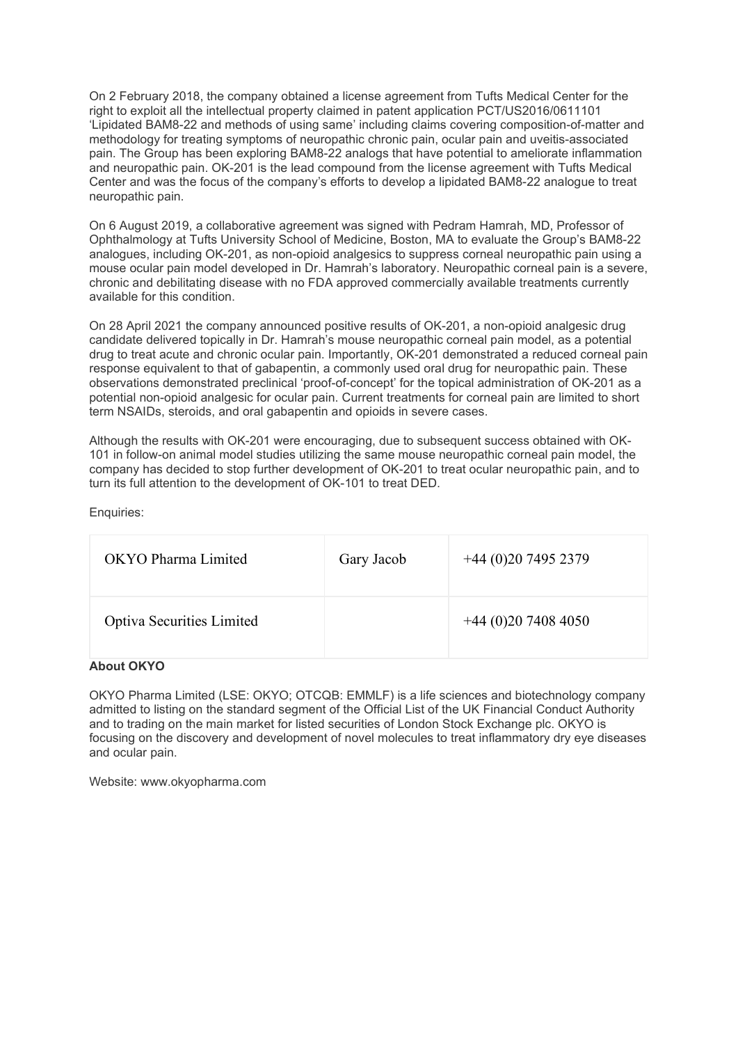On 2 February 2018, the company obtained a license agreement from Tufts Medical Center for the right to exploit all the intellectual property claimed in patent application PCT/US2016/0611101 'Lipidated BAM8-22 and methods of using same' including claims covering composition-of-matter and methodology for treating symptoms of neuropathic chronic pain, ocular pain and uveitis-associated pain. The Group has been exploring BAM8-22 analogs that have potential to ameliorate inflammation and neuropathic pain. OK-201 is the lead compound from the license agreement with Tufts Medical Center and was the focus of the company's efforts to develop a lipidated BAM8-22 analogue to treat neuropathic pain.

On 6 August 2019, a collaborative agreement was signed with Pedram Hamrah, MD, Professor of Ophthalmology at Tufts University School of Medicine, Boston, MA to evaluate the Group's BAM8-22 analogues, including OK-201, as non-opioid analgesics to suppress corneal neuropathic pain using a mouse ocular pain model developed in Dr. Hamrah's laboratory. Neuropathic corneal pain is a severe, chronic and debilitating disease with no FDA approved commercially available treatments currently available for this condition.

On 28 April 2021 the company announced positive results of OK-201, a non-opioid analgesic drug candidate delivered topically in Dr. Hamrah's mouse neuropathic corneal pain model, as a potential drug to treat acute and chronic ocular pain. Importantly, OK-201 demonstrated a reduced corneal pain response equivalent to that of gabapentin, a commonly used oral drug for neuropathic pain. These observations demonstrated preclinical 'proof-of-concept' for the topical administration of OK-201 as a potential non-opioid analgesic for ocular pain. Current treatments for corneal pain are limited to short term NSAIDs, steroids, and oral gabapentin and opioids in severe cases.

Although the results with OK-201 were encouraging, due to subsequent success obtained with OK-101 in follow-on animal model studies utilizing the same mouse neuropathic corneal pain model, the company has decided to stop further development of OK-201 to treat ocular neuropathic pain, and to turn its full attention to the development of OK-101 to treat DED.

Enquiries:

| | | |
|---|---|---|
| OKYO Pharma Limited | Gary Jacob | +44 (0)20 7495 2379 |
| Optiva Securities Limited | | +44 (0)20 7408 4050 |

**About OKYO**

OKYO Pharma Limited (LSE: OKYO; OTCQB: EMMLF) is a life sciences and biotechnology company admitted to listing on the standard segment of the Official List of the UK Financial Conduct Authority and to trading on the main market for listed securities of London Stock Exchange plc. OKYO is focusing on the discovery and development of novel molecules to treat inflammatory dry eye diseases and ocular pain.

Website: www.okyopharma.com